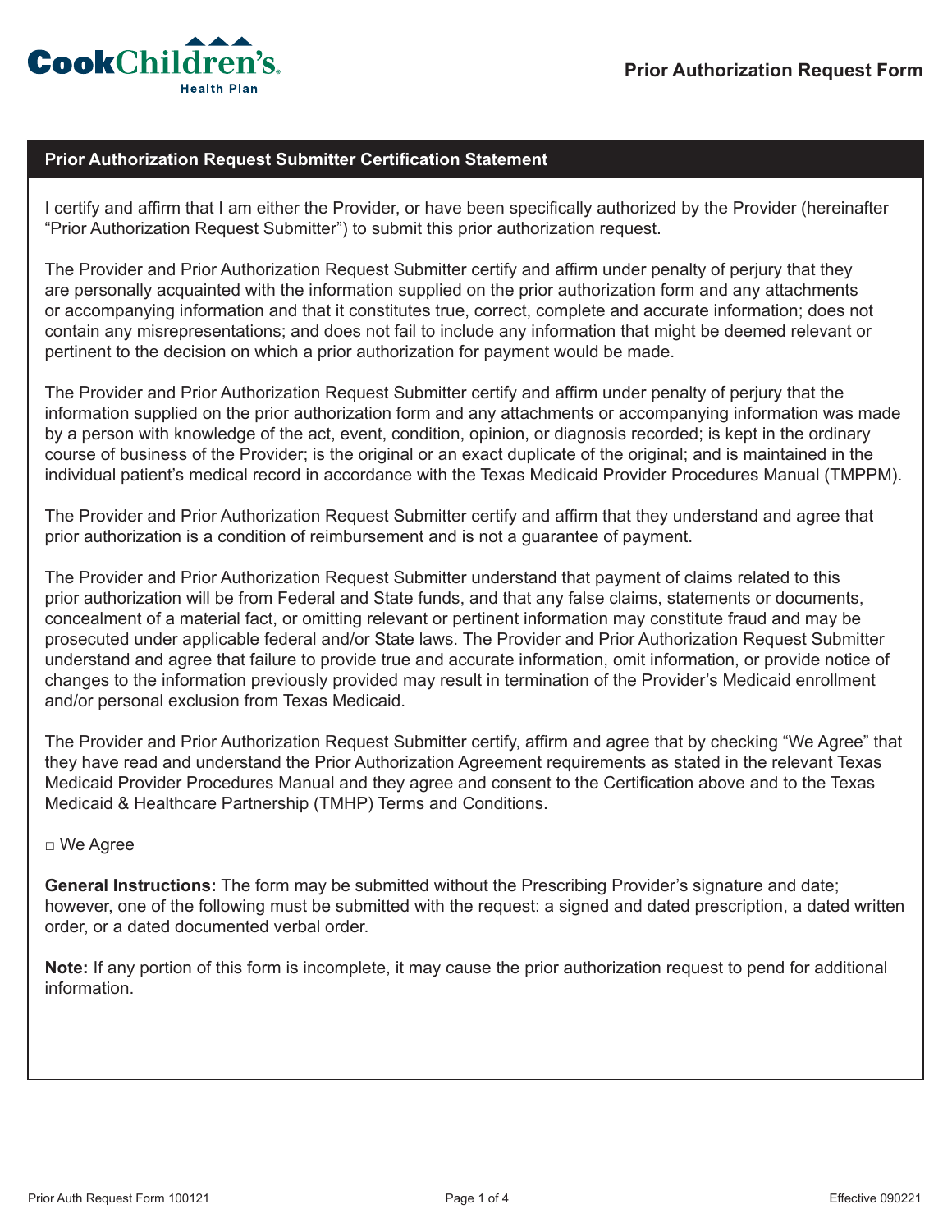Cook Children's Health Plan

# Prior Authorization Request Form

## Prior Authorization Request Submitter Certification Statement

I certify and affirm that I am either the Provider, or have been specifically authorized by the Provider (hereinafter "Prior Authorization Request Submitter") to submit this prior authorization request.

The Provider and Prior Authorization Request Submitter certify and affirm under penalty of perjury that they are personally acquainted with the information supplied on the prior authorization form and any attachments or accompanying information and that it constitutes true, correct, complete and accurate information; does not contain any misrepresentations; and does not fail to include any information that might be deemed relevant or pertinent to the decision on which a prior authorization for payment would be made.

The Provider and Prior Authorization Request Submitter certify and affirm under penalty of perjury that the information supplied on the prior authorization form and any attachments or accompanying information was made by a person with knowledge of the act, event, condition, opinion, or diagnosis recorded; is kept in the ordinary course of business of the Provider; is the original or an exact duplicate of the original; and is maintained in the individual patient's medical record in accordance with the Texas Medicaid Provider Procedures Manual (TMPPM).

The Provider and Prior Authorization Request Submitter certify and affirm that they understand and agree that prior authorization is a condition of reimbursement and is not a guarantee of payment.

The Provider and Prior Authorization Request Submitter understand that payment of claims related to this prior authorization will be from Federal and State funds, and that any false claims, statements or documents, concealment of a material fact, or omitting relevant or pertinent information may constitute fraud and may be prosecuted under applicable federal and/or State laws. The Provider and Prior Authorization Request Submitter understand and agree that failure to provide true and accurate information, omit information, or provide notice of changes to the information previously provided may result in termination of the Provider's Medicaid enrollment and/or personal exclusion from Texas Medicaid.

The Provider and Prior Authorization Request Submitter certify, affirm and agree that by checking "We Agree" that they have read and understand the Prior Authorization Agreement requirements as stated in the relevant Texas Medicaid Provider Procedures Manual and they agree and consent to the Certification above and to the Texas Medicaid & Healthcare Partnership (TMHP) Terms and Conditions.

□ We Agree

**General Instructions:** The form may be submitted without the Prescribing Provider's signature and date; however, one of the following must be submitted with the request: a signed and dated prescription, a dated written order, or a dated documented verbal order.

**Note:** If any portion of this form is incomplete, it may cause the prior authorization request to pend for additional information.

Prior Auth Request Form 100121 Effective 090221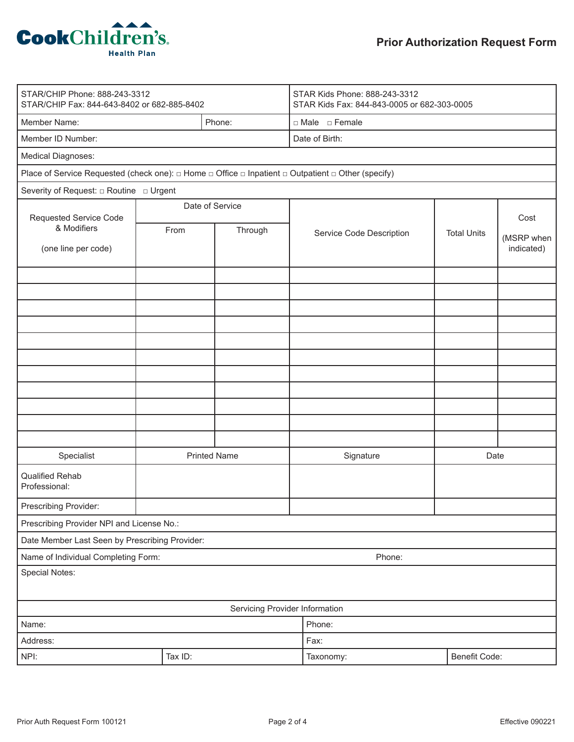**Cook Children's Health Plan**

# Prior Authorization Request Form

| STAR/CHIP Phone: 888-243-3312<br>STAR/CHIP Fax: 844-643-8402 or 682-885-8402 | STAR Kids Phone: 888-243-3312<br>STAR Kids Fax: 844-843-0005 or 682-303-0005 |
|---|---|

| Member Name: | Phone: | □ Male □ Female |
|---|---|---|
| Member ID Number: | | Date of Birth: |

Medical Diagnoses:

Place of Service Requested (check one): □ Home □ Office □ Inpatient □ Outpatient □ Other (specify)

Severity of Request: □ Routine □ Urgent

| Requested Service Code & Modifiers (one line per code) | Date of Service | | Service Code Description | Total Units | Cost (MSRP when indicated) |
|---|---|---|---|---|---|
| | From | Through | | | |
| | | | | | |
| | | | | | |
| | | | | | |
| | | | | | |
| | | | | | |
| | | | | | |
| | | | | | |
| | | | | | |
| | | | | | |
| | | | | | |
| | | | | | |

| Specialist | Printed Name | Signature | Date |
|---|---|---|---|
| Qualified Rehab Professional: | | | |
| Prescribing Provider: | | | |

Prescribing Provider NPI and License No.:

Date Member Last Seen by Prescribing Provider:

Name of Individual Completing Form: Phone:

Special Notes:

| Servicing Provider Information | | | |
|---|---|---|---|
| Name: | | Phone: | |
| Address: | | Fax: | |
| NPI: | Tax ID: | Taxonomy: | Benefit Code: |

Prior Auth Request Form 100121 Effective 090221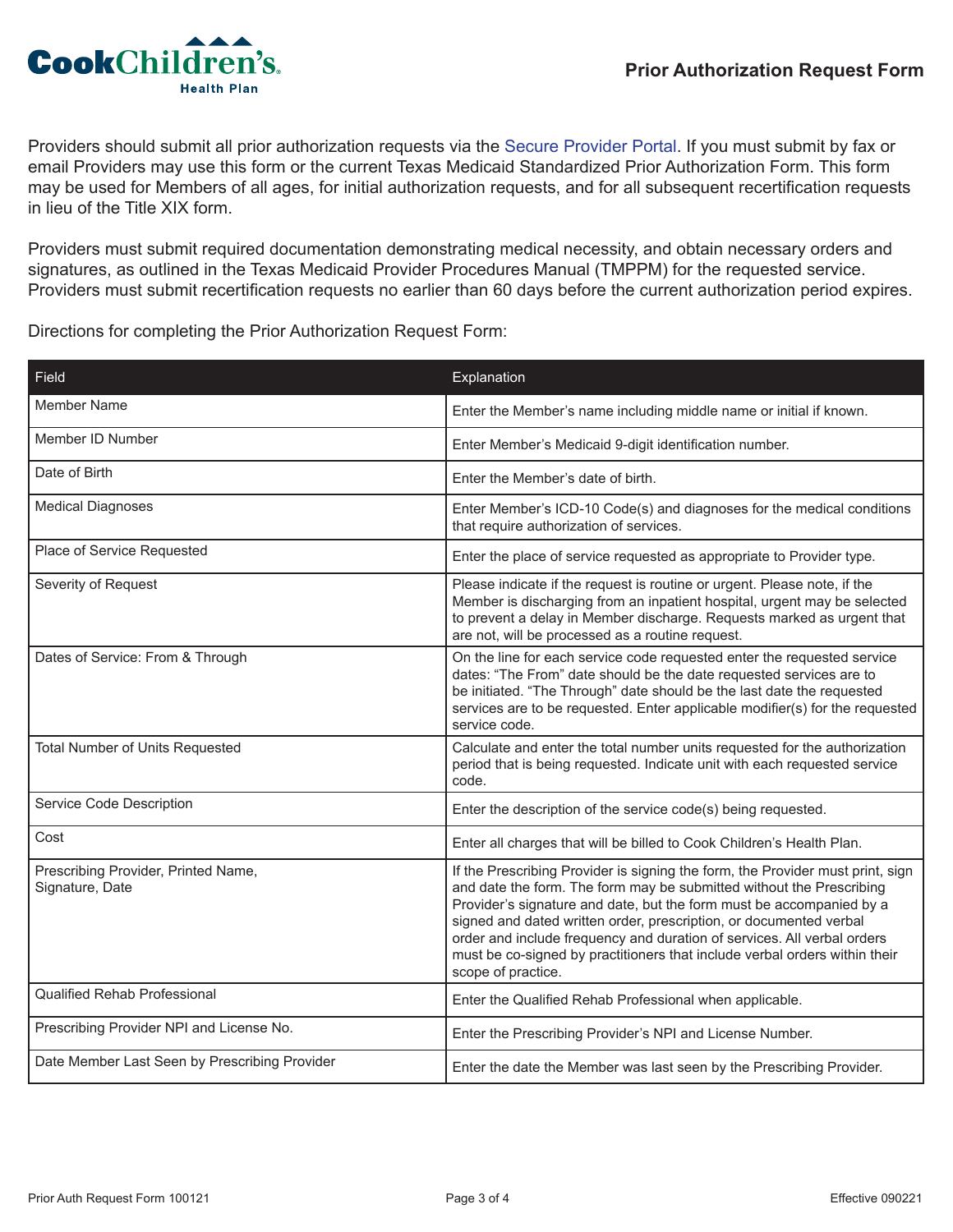# Prior Authorization Request Form

Providers should submit all prior authorization requests via the Secure Provider Portal. If you must submit by fax or email Providers may use this form or the current Texas Medicaid Standardized Prior Authorization Form. This form may be used for Members of all ages, for initial authorization requests, and for all subsequent recertification requests in lieu of the Title XIX form.

Providers must submit required documentation demonstrating medical necessity, and obtain necessary orders and signatures, as outlined in the Texas Medicaid Provider Procedures Manual (TMPPM) for the requested service. Providers must submit recertification requests no earlier than 60 days before the current authorization period expires.

Directions for completing the Prior Authorization Request Form:

| Field | Explanation |
|---|---|
| Member Name | Enter the Member's name including middle name or initial if known. |
| Member ID Number | Enter Member's Medicaid 9-digit identification number. |
| Date of Birth | Enter the Member's date of birth. |
| Medical Diagnoses | Enter Member's ICD-10 Code(s) and diagnoses for the medical conditions that require authorization of services. |
| Place of Service Requested | Enter the place of service requested as appropriate to Provider type. |
| Severity of Request | Please indicate if the request is routine or urgent. Please note, if the Member is discharging from an inpatient hospital, urgent may be selected to prevent a delay in Member discharge. Requests marked as urgent that are not, will be processed as a routine request. |
| Dates of Service: From & Through | On the line for each service code requested enter the requested service dates: "The From" date should be the date requested services are to be initiated. "The Through" date should be the last date the requested services are to be requested. Enter applicable modifier(s) for the requested service code. |
| Total Number of Units Requested | Calculate and enter the total number units requested for the authorization period that is being requested. Indicate unit with each requested service code. |
| Service Code Description | Enter the description of the service code(s) being requested. |
| Cost | Enter all charges that will be billed to Cook Children's Health Plan. |
| Prescribing Provider, Printed Name, Signature, Date | If the Prescribing Provider is signing the form, the Provider must print, sign and date the form. The form may be submitted without the Prescribing Provider's signature and date, but the form must be accompanied by a signed and dated written order, prescription, or documented verbal order and include frequency and duration of services. All verbal orders must be co-signed by practitioners that include verbal orders within their scope of practice. |
| Qualified Rehab Professional | Enter the Qualified Rehab Professional when applicable. |
| Prescribing Provider NPI and License No. | Enter the Prescribing Provider's NPI and License Number. |
| Date Member Last Seen by Prescribing Provider | Enter the date the Member was last seen by the Prescribing Provider. |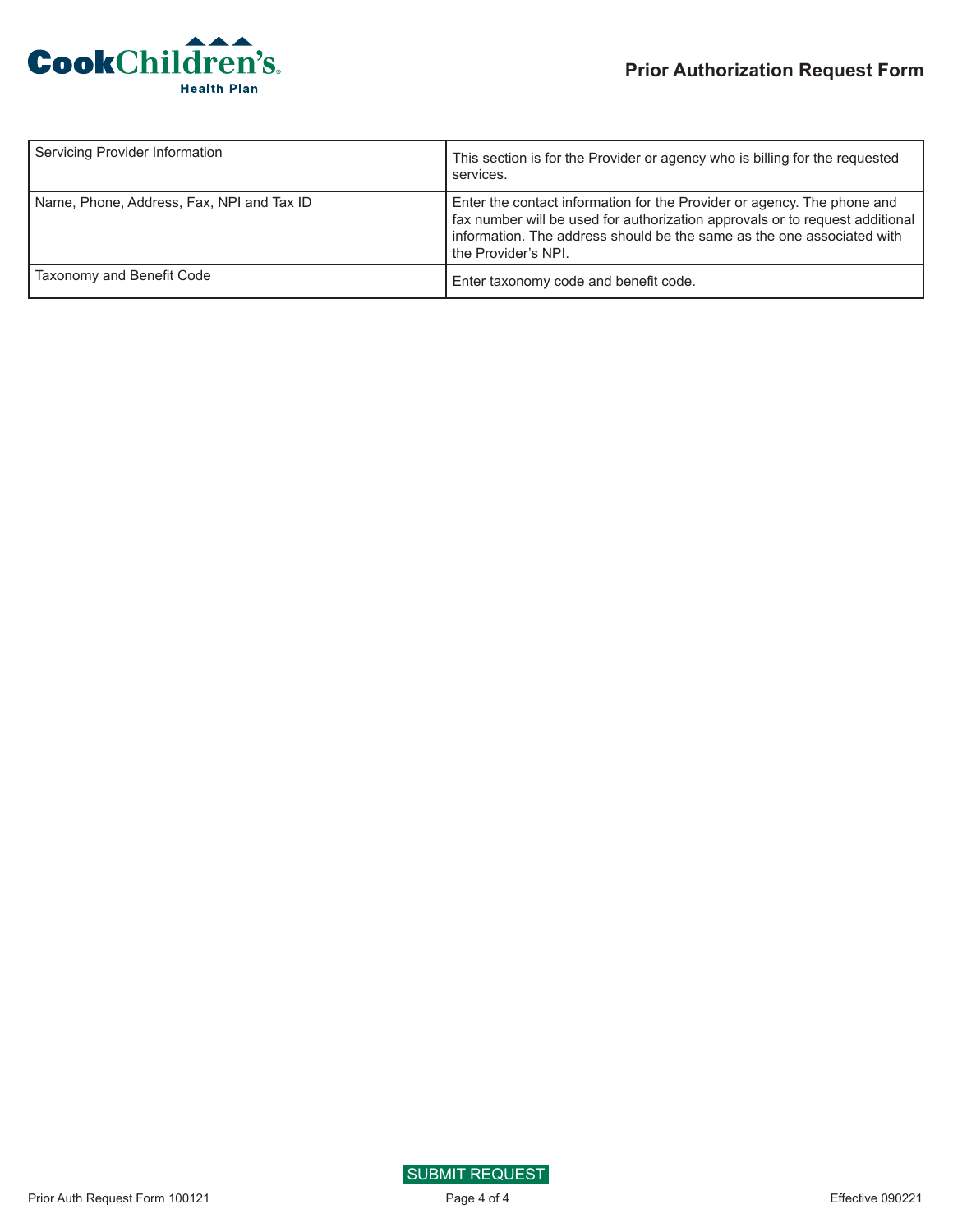**Prior Authorization Request Form**

| | |
|---|---|
| Servicing Provider Information | This section is for the Provider or agency who is billing for the requested services. |
| Name, Phone, Address, Fax, NPI and Tax ID | Enter the contact information for the Provider or agency. The phone and fax number will be used for authorization approvals or to request additional information. The address should be the same as the one associated with the Provider's NPI. |
| Taxonomy and Benefit Code | Enter taxonomy code and benefit code. |

SUBMIT REQUEST

Prior Auth Request Form 100121

Effective 090221